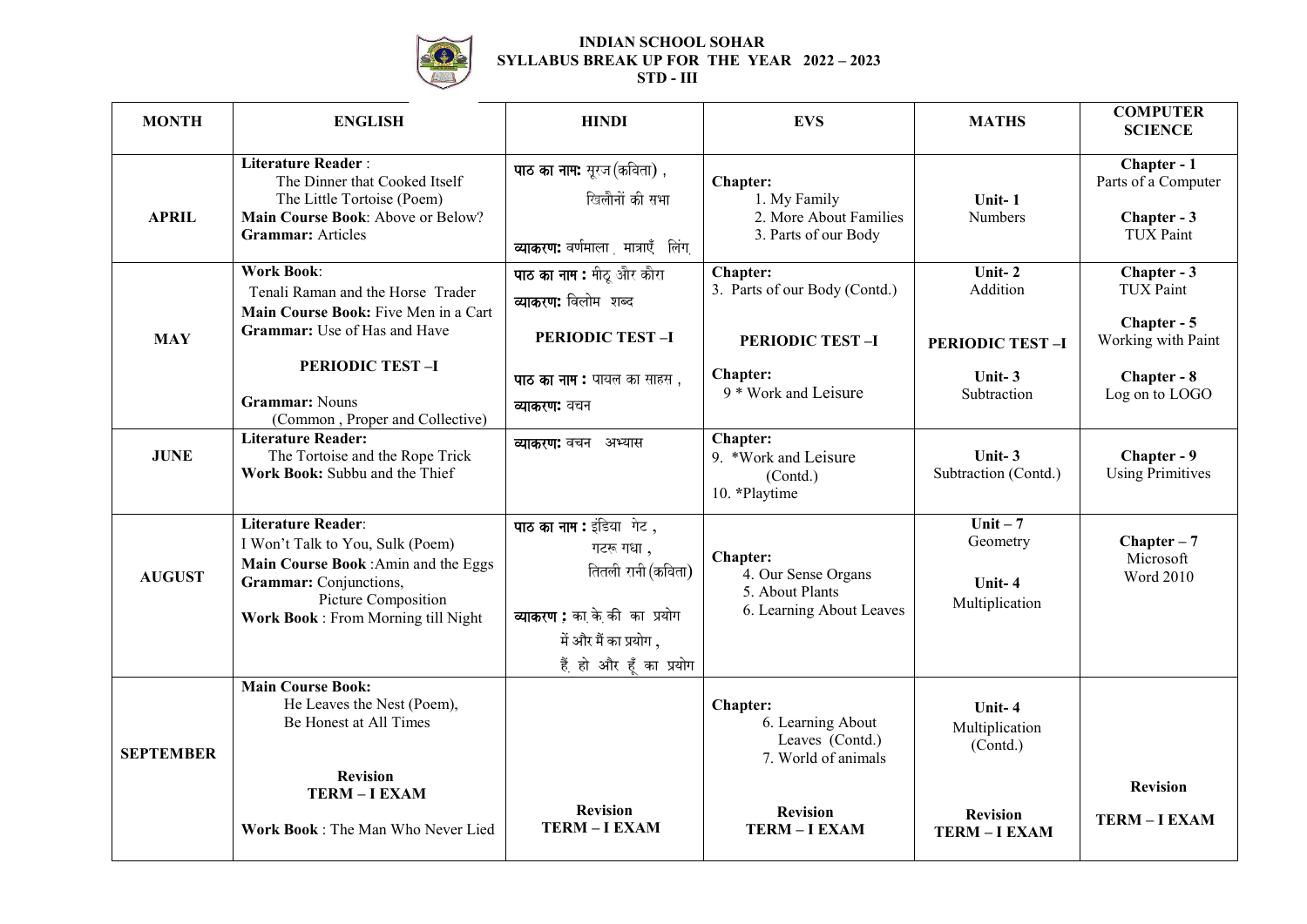# INDIAN SCHOOL SOHAR
## SYLLABUS BREAK UP FOR THE YEAR 2022 – 2023
### STD - III

| MONTH | ENGLISH | HINDI | EVS | MATHS | COMPUTER SCIENCE |
|---|---|---|---|---|---|
| **APRIL** | **Literature Reader** : The Dinner that Cooked Itself, The Little Tortoise (Poem) **Main Course Book**: Above or Below? **Grammar:** Articles | **पाठ का नाम:** सूरज (कविता), खिलौनों की सभा **व्याकरण:** वर्णमाला, मात्राएँ, लिंग | **Chapter:** 1. My Family 2. More About Families 3. Parts of our Body | **Unit- 1** Numbers | **Chapter - 1** Parts of a Computer **Chapter - 3** TUX Paint |
| **MAY** | **Work Book**: Tenali Raman and the Horse Trader **Main Course Book:** Five Men in a Cart **Grammar:** Use of Has and Have **PERIODIC TEST –I** **Grammar:** Nouns (Common, Proper and Collective) | **पाठ का नाम :** मीठू और कौरा **व्याकरण:** विलोम शब्द **PERIODIC TEST –I** **पाठ का नाम :** पायल का साहस, **व्याकरण:** वचन | **Chapter:** 3. Parts of our Body (Contd.) **PERIODIC TEST –I** **Chapter:** 9 * Work and Leisure | **Unit- 2** Addition **PERIODIC TEST –I** **Unit- 3** Subtraction | **Chapter - 3** TUX Paint **Chapter - 5** Working with Paint **Chapter - 8** Log on to LOGO |
| **JUNE** | **Literature Reader:** The Tortoise and the Rope Trick **Work Book:** Subbu and the Thief | **व्याकरण:** वचन अभ्यास | **Chapter:** 9. *Work and Leisure (Contd.) 10. *Playtime | **Unit- 3** Subtraction (Contd.) | **Chapter - 9** Using Primitives |
| **AUGUST** | **Literature Reader**: I Won't Talk to You, Sulk (Poem) **Main Course Book** :Amin and the Eggs **Grammar:** Conjunctions, Picture Composition **Work Book** : From Morning till Night | **पाठ का नाम :** इंडिया गेट, गटरू गधा, तितली रानी (कविता) **व्याकरण :** का, के, की का प्रयोग, में और मैं का प्रयोग, हैं, हो और हूँ का प्रयोग | **Chapter:** 4. Our Sense Organs 5. About Plants 6. Learning About Leaves | **Unit – 7** Geometry **Unit- 4** Multiplication | **Chapter – 7** Microsoft Word 2010 |
| **SEPTEMBER** | **Main Course Book:** He Leaves the Nest (Poem), Be Honest at All Times **Revision** **TERM – I EXAM** **Work Book** : The Man Who Never Lied | **Revision** **TERM – I EXAM** | **Chapter:** 6. Learning About Leaves (Contd.) 7. World of animals **Revision** **TERM – I EXAM** | **Unit- 4** Multiplication (Contd.) **Revision** **TERM – I EXAM** | **Revision** **TERM – I EXAM** |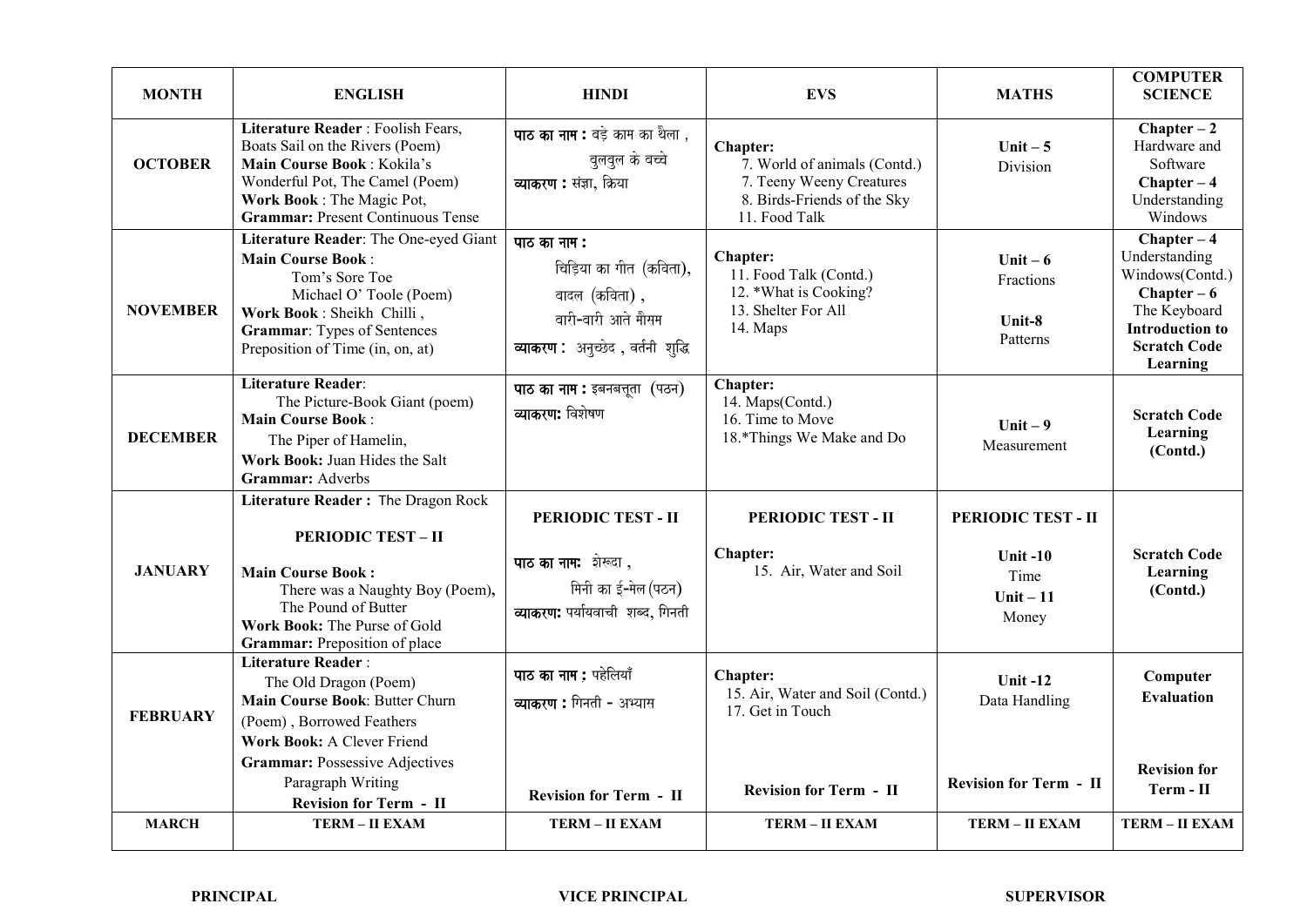| MONTH | ENGLISH | HINDI | EVS | MATHS | COMPUTER SCIENCE |
|---|---|---|---|---|---|
| **OCTOBER** | **Literature Reader** : Foolish Fears, Boats Sail on the Rivers (Poem)<br>**Main Course Book** : Kokila's Wonderful Pot, The Camel (Poem)<br>**Work Book** : The Magic Pot,<br>**Grammar:** Present Continuous Tense | **पाठ का नाम :** बड़े काम का थैला , बुलबुल के बच्चे<br>**व्याकरण :** संज्ञा, क्रिया | **Chapter:**<br>7. World of animals (Contd.)<br>7. Teeny Weeny Creatures<br>8. Birds-Friends of the Sky<br>11. Food Talk | **Unit – 5**<br>Division | **Chapter – 2**<br>Hardware and Software<br>**Chapter – 4**<br>Understanding Windows |
| **NOVEMBER** | **Literature Reader**: The One-eyed Giant<br>**Main Course Book** :<br>Tom's Sore Toe<br>Michael O' Toole (Poem)<br>**Work Book** : Sheikh Chilli ,<br>**Grammar**: Types of Sentences<br>Preposition of Time (in, on, at) | **पाठ का नाम :**<br>चिड़िया का गीत (कविता),<br>बादल (कविता) ,<br>बारी-बारी आते मौसम<br>**व्याकरण :** अनुच्छेद , वर्तनी शुद्धि | **Chapter:**<br>11. Food Talk (Contd.)<br>12. *What is Cooking?<br>13. Shelter For All<br>14. Maps | **Unit – 6**<br>Fractions<br><br>**Unit-8**<br>Patterns | **Chapter – 4**<br>Understanding Windows(Contd.)<br>**Chapter – 6**<br>The Keyboard<br>**Introduction to Scratch Code Learning** |
| **DECEMBER** | **Literature Reader**:<br>The Picture-Book Giant (poem)<br>**Main Course Book** :<br>The Piper of Hamelin,<br>**Work Book:** Juan Hides the Salt<br>**Grammar:** Adverbs | **पाठ का नाम :** इबनबतूता (पठन)<br>**व्याकरण:** विशेषण | **Chapter:**<br>14. Maps(Contd.)<br>16. Time to Move<br>18.*Things We Make and Do | **Unit – 9**<br>Measurement | **Scratch Code Learning (Contd.)** |
| **JANUARY** | **Literature Reader :** The Dragon Rock<br><br>**PERIODIC TEST – II**<br><br>**Main Course Book :**<br>There was a Naughty Boy (Poem),<br>The Pound of Butter<br>**Work Book:** The Purse of Gold<br>**Grammar:** Preposition of place | **PERIODIC TEST - II**<br><br>**पाठ का नाम:** शेरूदा ,<br>मिनी का ई-मेल (पठन)<br>**व्याकरण:** पर्यायवाची शब्द, गिनती | **PERIODIC TEST - II**<br><br>**Chapter:**<br>15. Air, Water and Soil | **PERIODIC TEST - II**<br><br>**Unit -10**<br>Time<br>**Unit – 11**<br>Money | **Scratch Code Learning (Contd.)** |
| **FEBRUARY** | **Literature Reader** :<br>The Old Dragon (Poem)<br>**Main Course Book**: Butter Churn (Poem) , Borrowed Feathers<br>**Work Book:** A Clever Friend<br>**Grammar:** Possessive Adjectives<br>Paragraph Writing<br>**Revision for Term - II** | **पाठ का नाम :** पहेलियाँ<br>**व्याकरण :** गिनती - अभ्यास<br><br>**Revision for Term - II** | **Chapter:**<br>15. Air, Water and Soil (Contd.)<br>17. Get in Touch<br><br>**Revision for Term - II** | **Unit -12**<br>Data Handling<br><br>**Revision for Term - II** | **Computer Evaluation**<br><br>**Revision for Term - II** |
| **MARCH** | **TERM – II EXAM** | **TERM – II EXAM** | **TERM – II EXAM** | **TERM – II EXAM** | **TERM – II EXAM** |

**PRINCIPAL** **VICE PRINCIPAL** **SUPERVISOR**